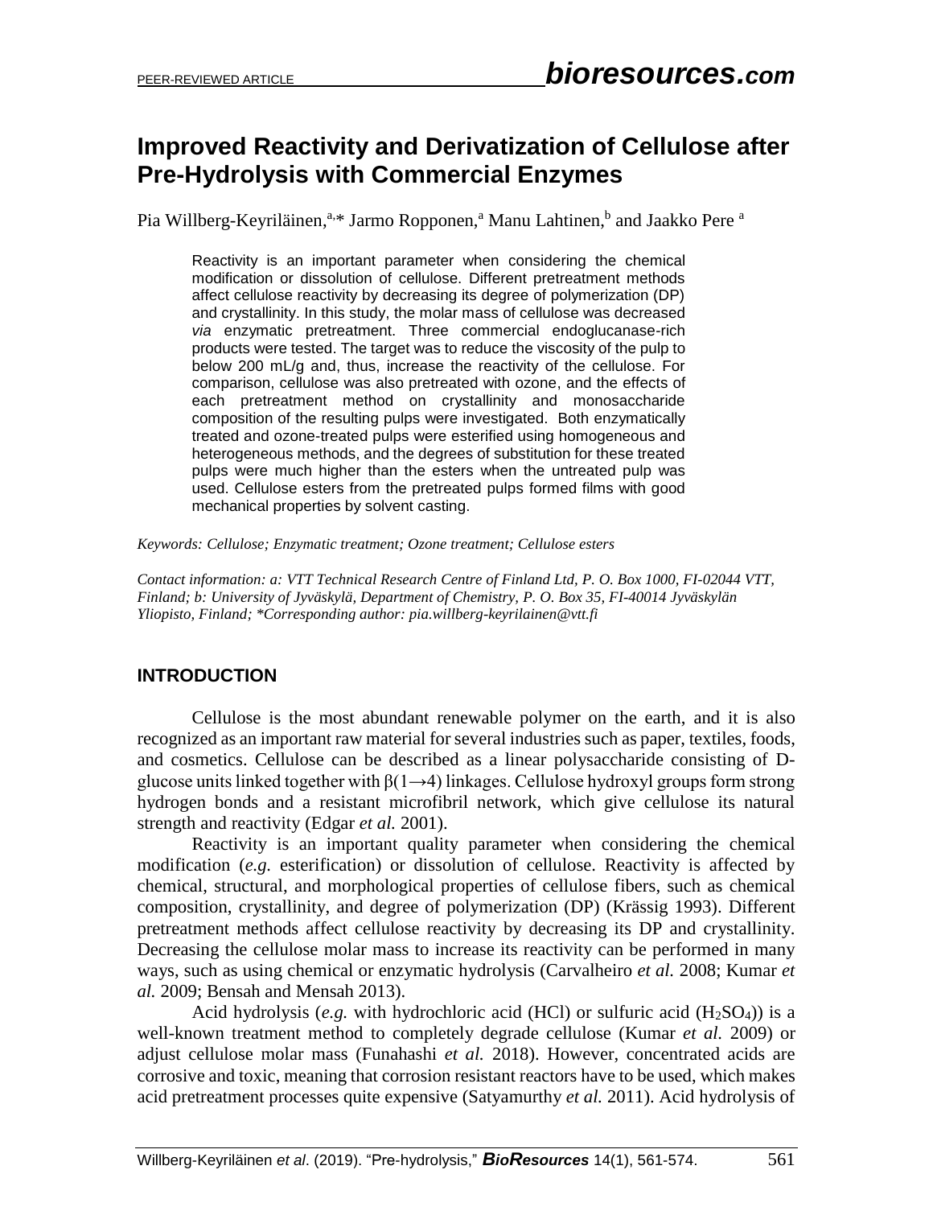# Improved Reactivity and Derivatization of Cellulose after Pre-Hydrolysis with Commercial Enzymes

Pia Willberg-Keyriläinen,[a,*] Jarmo Ropponen,[a] Manu Lahtinen,[b] and Jaakko Pere [a]

Reactivity is an important parameter when considering the chemical modification or dissolution of cellulose. Different pretreatment methods affect cellulose reactivity by decreasing its degree of polymerization (DP) and crystallinity. In this study, the molar mass of cellulose was decreased *via* enzymatic pretreatment. Three commercial endoglucanase-rich products were tested. The target was to reduce the viscosity of the pulp to below 200 mL/g and, thus, increase the reactivity of the cellulose. For comparison, cellulose was also pretreated with ozone, and the effects of each pretreatment method on crystallinity and monosaccharide composition of the resulting pulps were investigated. Both enzymatically treated and ozone-treated pulps were esterified using homogeneous and heterogeneous methods, and the degrees of substitution for these treated pulps were much higher than the esters when the untreated pulp was used. Cellulose esters from the pretreated pulps formed films with good mechanical properties by solvent casting.

*Keywords: Cellulose; Enzymatic treatment; Ozone treatment; Cellulose esters*

*Contact information: a: VTT Technical Research Centre of Finland Ltd, P. O. Box 1000, FI-02044 VTT, Finland; b: University of Jyväskylä, Department of Chemistry, P. O. Box 35, FI-40014 Jyväskylän Yliopisto, Finland; \*Corresponding author: pia.willberg-keyrilainen@vtt.fi*

## INTRODUCTION

Cellulose is the most abundant renewable polymer on the earth, and it is also recognized as an important raw material for several industries such as paper, textiles, foods, and cosmetics. Cellulose can be described as a linear polysaccharide consisting of D-glucose units linked together with $\beta(1\rightarrow4)$ linkages. Cellulose hydroxyl groups form strong hydrogen bonds and a resistant microfibril network, which give cellulose its natural strength and reactivity (Edgar *et al.* 2001).

Reactivity is an important quality parameter when considering the chemical modification (*e.g.* esterification) or dissolution of cellulose. Reactivity is affected by chemical, structural, and morphological properties of cellulose fibers, such as chemical composition, crystallinity, and degree of polymerization (DP) (Krässig 1993). Different pretreatment methods affect cellulose reactivity by decreasing its DP and crystallinity. Decreasing the cellulose molar mass to increase its reactivity can be performed in many ways, such as using chemical or enzymatic hydrolysis (Carvalheiro *et al.* 2008; Kumar *et al.* 2009; Bensah and Mensah 2013).

Acid hydrolysis (*e.g.* with hydrochloric acid (HCl) or sulfuric acid ($H_2SO_4$)) is a well-known treatment method to completely degrade cellulose (Kumar *et al.* 2009) or adjust cellulose molar mass (Funahashi *et al.* 2018). However, concentrated acids are corrosive and toxic, meaning that corrosion resistant reactors have to be used, which makes acid pretreatment processes quite expensive (Satyamurthy *et al.* 2011). Acid hydrolysis of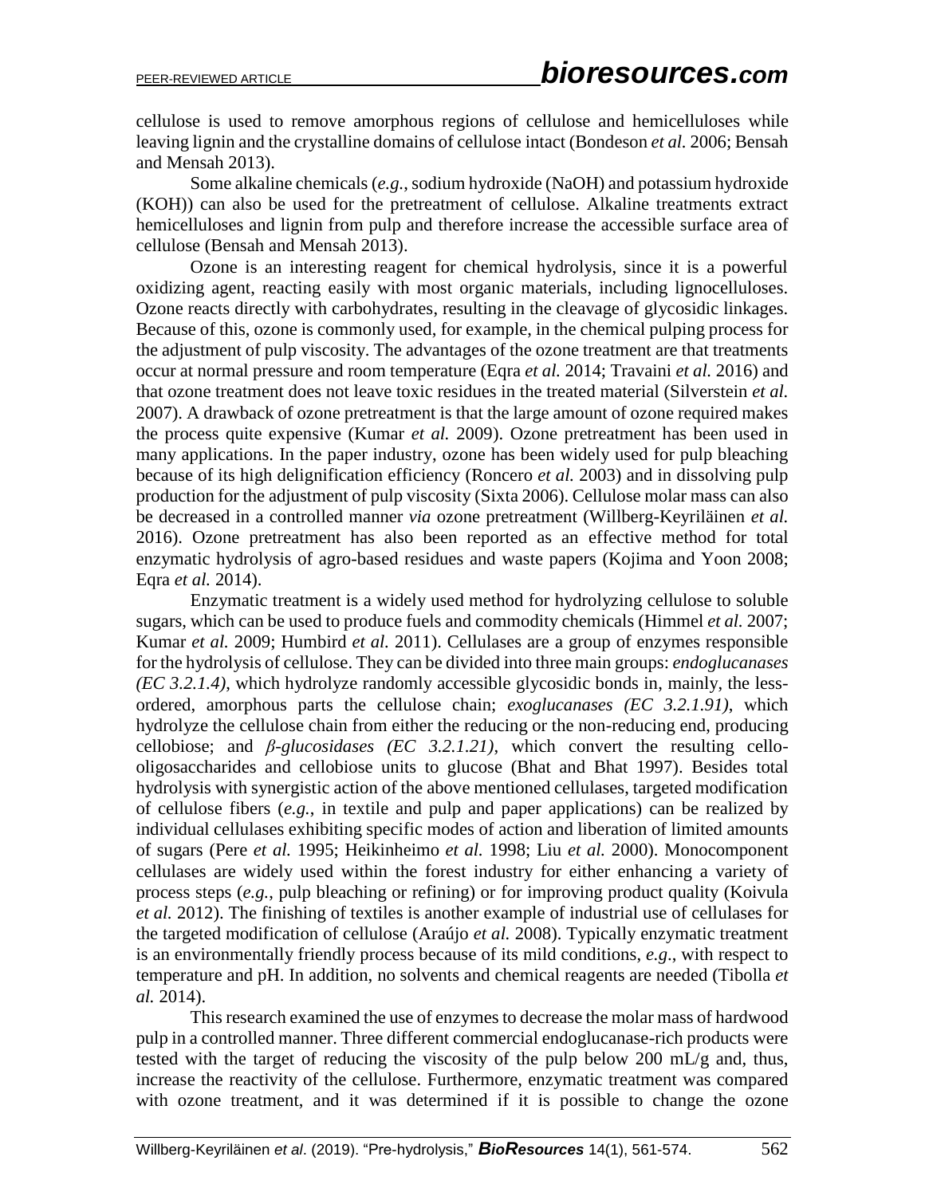cellulose is used to remove amorphous regions of cellulose and hemicelluloses while leaving lignin and the crystalline domains of cellulose intact (Bondeson *et al.* 2006; Bensah and Mensah 2013).

Some alkaline chemicals (*e.g.*, sodium hydroxide (NaOH) and potassium hydroxide (KOH)) can also be used for the pretreatment of cellulose. Alkaline treatments extract hemicelluloses and lignin from pulp and therefore increase the accessible surface area of cellulose (Bensah and Mensah 2013).

Ozone is an interesting reagent for chemical hydrolysis, since it is a powerful oxidizing agent, reacting easily with most organic materials, including lignocelluloses. Ozone reacts directly with carbohydrates, resulting in the cleavage of glycosidic linkages. Because of this, ozone is commonly used, for example, in the chemical pulping process for the adjustment of pulp viscosity. The advantages of the ozone treatment are that treatments occur at normal pressure and room temperature (Eqra *et al.* 2014; Travaini *et al.* 2016) and that ozone treatment does not leave toxic residues in the treated material (Silverstein *et al.* 2007). A drawback of ozone pretreatment is that the large amount of ozone required makes the process quite expensive (Kumar *et al.* 2009). Ozone pretreatment has been used in many applications. In the paper industry, ozone has been widely used for pulp bleaching because of its high delignification efficiency (Roncero *et al.* 2003) and in dissolving pulp production for the adjustment of pulp viscosity (Sixta 2006). Cellulose molar mass can also be decreased in a controlled manner *via* ozone pretreatment (Willberg-Keyriläinen *et al.* 2016). Ozone pretreatment has also been reported as an effective method for total enzymatic hydrolysis of agro-based residues and waste papers (Kojima and Yoon 2008; Eqra *et al.* 2014).

Enzymatic treatment is a widely used method for hydrolyzing cellulose to soluble sugars, which can be used to produce fuels and commodity chemicals (Himmel *et al.* 2007; Kumar *et al.* 2009; Humbird *et al.* 2011). Cellulases are a group of enzymes responsible for the hydrolysis of cellulose. They can be divided into three main groups: *endoglucanases (EC 3.2.1.4)*, which hydrolyze randomly accessible glycosidic bonds in, mainly, the less-ordered, amorphous parts the cellulose chain; *exoglucanases (EC 3.2.1.91)*, which hydrolyze the cellulose chain from either the reducing or the non-reducing end, producing cellobiose; and *β-glucosidases (EC 3.2.1.21)*, which convert the resulting cello-oligosaccharides and cellobiose units to glucose (Bhat and Bhat 1997). Besides total hydrolysis with synergistic action of the above mentioned cellulases, targeted modification of cellulose fibers (*e.g.*, in textile and pulp and paper applications) can be realized by individual cellulases exhibiting specific modes of action and liberation of limited amounts of sugars (Pere *et al.* 1995; Heikinheimo *et al.* 1998; Liu *et al.* 2000). Monocomponent cellulases are widely used within the forest industry for either enhancing a variety of process steps (*e.g.*, pulp bleaching or refining) or for improving product quality (Koivula *et al.* 2012). The finishing of textiles is another example of industrial use of cellulases for the targeted modification of cellulose (Araújo *et al.* 2008). Typically enzymatic treatment is an environmentally friendly process because of its mild conditions, *e.g*., with respect to temperature and pH. In addition, no solvents and chemical reagents are needed (Tibolla *et al.* 2014).

This research examined the use of enzymes to decrease the molar mass of hardwood pulp in a controlled manner. Three different commercial endoglucanase-rich products were tested with the target of reducing the viscosity of the pulp below 200 mL/g and, thus, increase the reactivity of the cellulose. Furthermore, enzymatic treatment was compared with ozone treatment, and it was determined if it is possible to change the ozone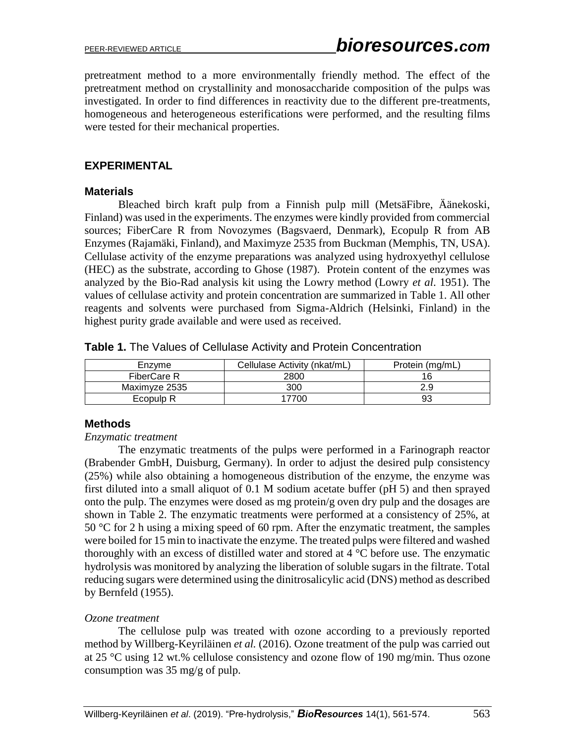pretreatment method to a more environmentally friendly method. The effect of the pretreatment method on crystallinity and monosaccharide composition of the pulps was investigated. In order to find differences in reactivity due to the different pre-treatments, homogeneous and heterogeneous esterifications were performed, and the resulting films were tested for their mechanical properties.

## EXPERIMENTAL

### Materials

Bleached birch kraft pulp from a Finnish pulp mill (MetsäFibre, Äänekoski, Finland) was used in the experiments. The enzymes were kindly provided from commercial sources; FiberCare R from Novozymes (Bagsvaerd, Denmark), Ecopulp R from AB Enzymes (Rajamäki, Finland), and Maximyze 2535 from Buckman (Memphis, TN, USA). Cellulase activity of the enzyme preparations was analyzed using hydroxyethyl cellulose (HEC) as the substrate, according to Ghose (1987). Protein content of the enzymes was analyzed by the Bio-Rad analysis kit using the Lowry method (Lowry *et al*. 1951). The values of cellulase activity and protein concentration are summarized in Table 1. All other reagents and solvents were purchased from Sigma-Aldrich (Helsinki, Finland) in the highest purity grade available and were used as received.

**Table 1.** The Values of Cellulase Activity and Protein Concentration

| Enzyme | Cellulase Activity (nkat/mL) | Protein (mg/mL) |
|---|---|---|
| FiberCare R | 2800 | 16 |
| Maximyze 2535 | 300 | 2.9 |
| Ecopulp R | 17700 | 93 |

### Methods

*Enzymatic treatment*

The enzymatic treatments of the pulps were performed in a Farinograph reactor (Brabender GmbH, Duisburg, Germany). In order to adjust the desired pulp consistency (25%) while also obtaining a homogeneous distribution of the enzyme, the enzyme was first diluted into a small aliquot of 0.1 M sodium acetate buffer (pH 5) and then sprayed onto the pulp. The enzymes were dosed as mg protein/g oven dry pulp and the dosages are shown in Table 2. The enzymatic treatments were performed at a consistency of 25%, at 50 °C for 2 h using a mixing speed of 60 rpm. After the enzymatic treatment, the samples were boiled for 15 min to inactivate the enzyme. The treated pulps were filtered and washed thoroughly with an excess of distilled water and stored at 4 °C before use. The enzymatic hydrolysis was monitored by analyzing the liberation of soluble sugars in the filtrate. Total reducing sugars were determined using the dinitrosalicylic acid (DNS) method as described by Bernfeld (1955).

*Ozone treatment*

The cellulose pulp was treated with ozone according to a previously reported method by Willberg-Keyriläinen *et al.* (2016). Ozone treatment of the pulp was carried out at 25 °C using 12 wt.% cellulose consistency and ozone flow of 190 mg/min. Thus ozone consumption was 35 mg/g of pulp.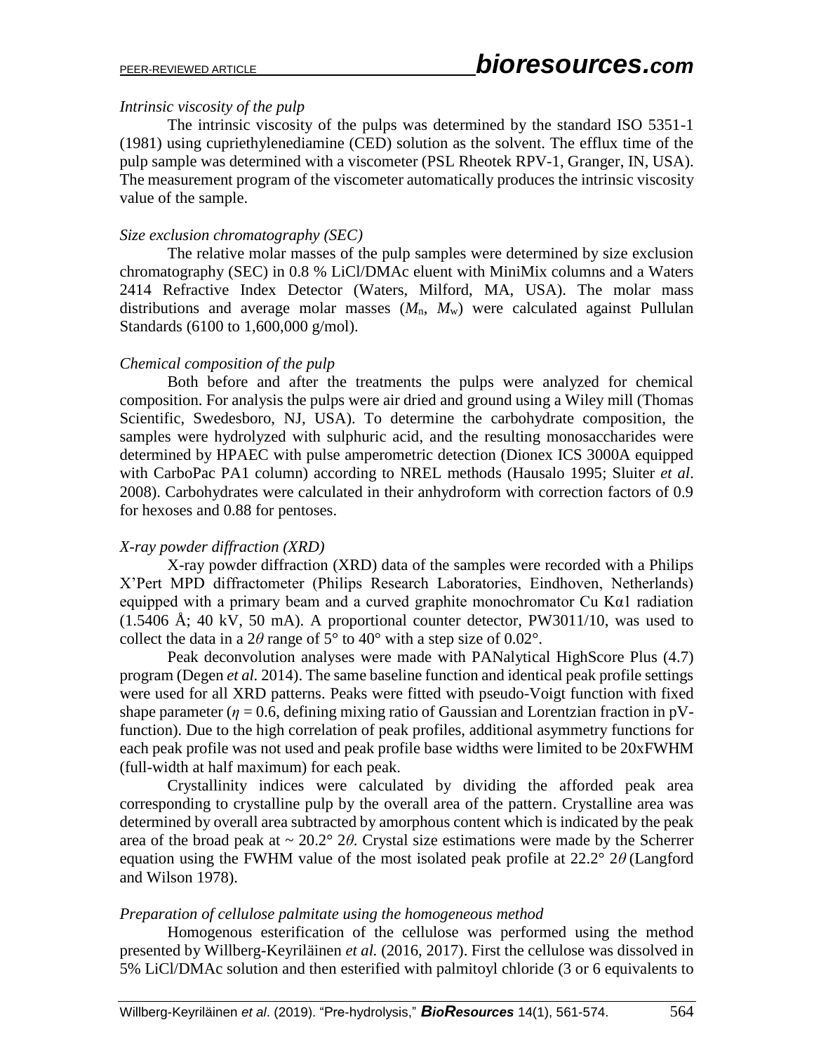*Intrinsic viscosity of the pulp*

The intrinsic viscosity of the pulps was determined by the standard ISO 5351-1 (1981) using cupriethylenediamine (CED) solution as the solvent. The efflux time of the pulp sample was determined with a viscometer (PSL Rheotek RPV-1, Granger, IN, USA). The measurement program of the viscometer automatically produces the intrinsic viscosity value of the sample.

*Size exclusion chromatography (SEC)*

The relative molar masses of the pulp samples were determined by size exclusion chromatography (SEC) in 0.8 % LiCl/DMAc eluent with MiniMix columns and a Waters 2414 Refractive Index Detector (Waters, Milford, MA, USA). The molar mass distributions and average molar masses ($M_n$, $M_w$) were calculated against Pullulan Standards (6100 to 1,600,000 g/mol).

*Chemical composition of the pulp*

Both before and after the treatments the pulps were analyzed for chemical composition. For analysis the pulps were air dried and ground using a Wiley mill (Thomas Scientific, Swedesboro, NJ, USA). To determine the carbohydrate composition, the samples were hydrolyzed with sulphuric acid, and the resulting monosaccharides were determined by HPAEC with pulse amperometric detection (Dionex ICS 3000A equipped with CarboPac PA1 column) according to NREL methods (Hausalo 1995; Sluiter *et al*. 2008). Carbohydrates were calculated in their anhydroform with correction factors of 0.9 for hexoses and 0.88 for pentoses.

*X-ray powder diffraction (XRD)*

X-ray powder diffraction (XRD) data of the samples were recorded with a Philips X'Pert MPD diffractometer (Philips Research Laboratories, Eindhoven, Netherlands) equipped with a primary beam and a curved graphite monochromator Cu K$\alpha$1 radiation (1.5406 Å; 40 kV, 50 mA). A proportional counter detector, PW3011/10, was used to collect the data in a 2$\theta$ range of 5° to 40° with a step size of 0.02°.

Peak deconvolution analyses were made with PANalytical HighScore Plus (4.7) program (Degen *et al.* 2014). The same baseline function and identical peak profile settings were used for all XRD patterns. Peaks were fitted with pseudo-Voigt function with fixed shape parameter ($\eta$ = 0.6, defining mixing ratio of Gaussian and Lorentzian fraction in pV-function). Due to the high correlation of peak profiles, additional asymmetry functions for each peak profile was not used and peak profile base widths were limited to be 20xFWHM (full-width at half maximum) for each peak.

Crystallinity indices were calculated by dividing the afforded peak area corresponding to crystalline pulp by the overall area of the pattern. Crystalline area was determined by overall area subtracted by amorphous content which is indicated by the peak area of the broad peak at ~ 20.2° 2$\theta$. Crystal size estimations were made by the Scherrer equation using the FWHM value of the most isolated peak profile at 22.2° 2$\theta$ (Langford and Wilson 1978).

*Preparation of cellulose palmitate using the homogeneous method*

Homogenous esterification of the cellulose was performed using the method presented by Willberg-Keyriläinen *et al.* (2016, 2017). First the cellulose was dissolved in 5% LiCl/DMAc solution and then esterified with palmitoyl chloride (3 or 6 equivalents to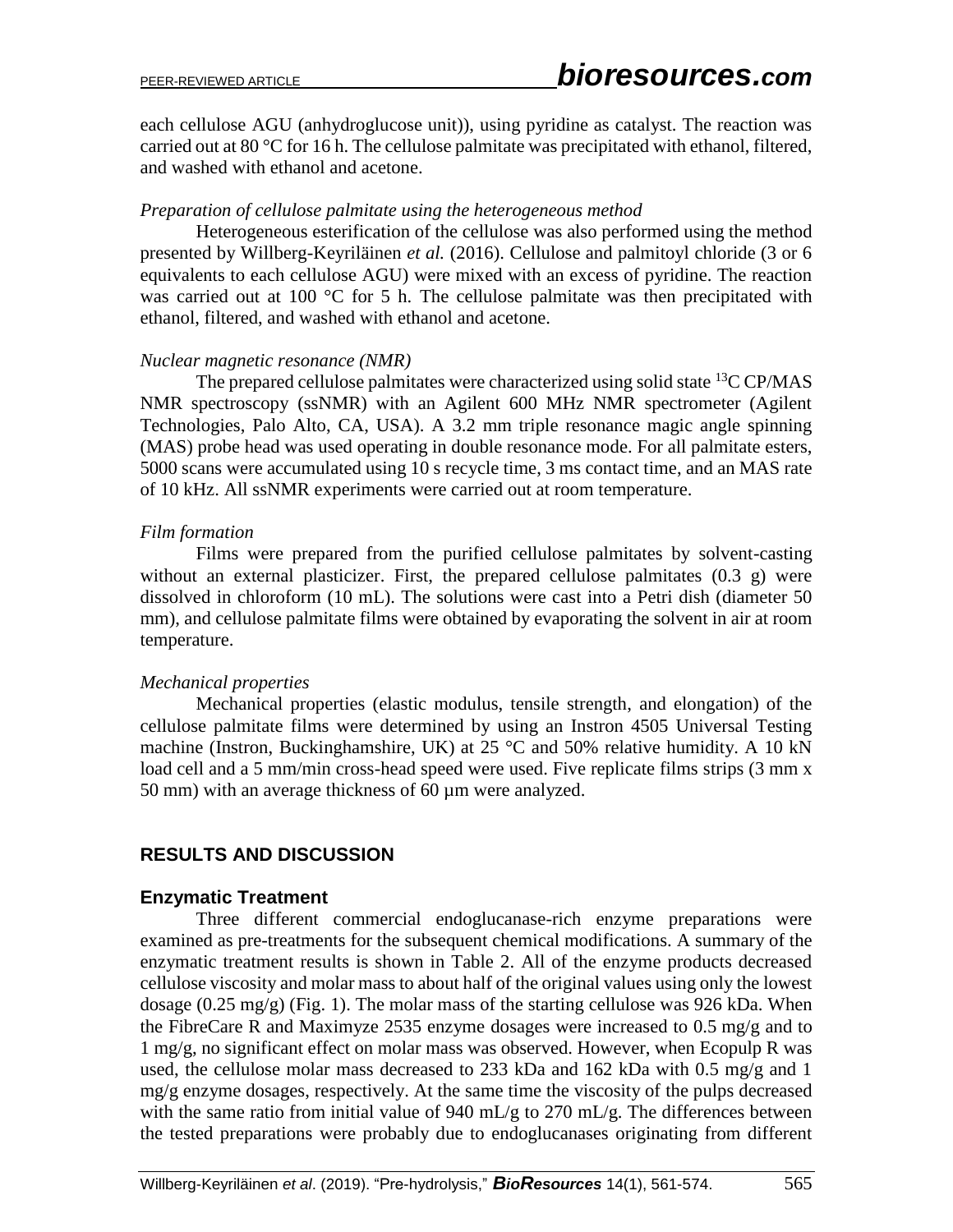each cellulose AGU (anhydroglucose unit)), using pyridine as catalyst. The reaction was carried out at 80 °C for 16 h. The cellulose palmitate was precipitated with ethanol, filtered, and washed with ethanol and acetone.

*Preparation of cellulose palmitate using the heterogeneous method*

Heterogeneous esterification of the cellulose was also performed using the method presented by Willberg-Keyriläinen *et al.* (2016). Cellulose and palmitoyl chloride (3 or 6 equivalents to each cellulose AGU) were mixed with an excess of pyridine. The reaction was carried out at 100 °C for 5 h. The cellulose palmitate was then precipitated with ethanol, filtered, and washed with ethanol and acetone.

*Nuclear magnetic resonance (NMR)*

The prepared cellulose palmitates were characterized using solid state $^{13}$C CP/MAS NMR spectroscopy (ssNMR) with an Agilent 600 MHz NMR spectrometer (Agilent Technologies, Palo Alto, CA, USA). A 3.2 mm triple resonance magic angle spinning (MAS) probe head was used operating in double resonance mode. For all palmitate esters, 5000 scans were accumulated using 10 s recycle time, 3 ms contact time, and an MAS rate of 10 kHz. All ssNMR experiments were carried out at room temperature.

*Film formation*

Films were prepared from the purified cellulose palmitates by solvent-casting without an external plasticizer. First, the prepared cellulose palmitates (0.3 g) were dissolved in chloroform (10 mL). The solutions were cast into a Petri dish (diameter 50 mm), and cellulose palmitate films were obtained by evaporating the solvent in air at room temperature.

*Mechanical properties*

Mechanical properties (elastic modulus, tensile strength, and elongation) of the cellulose palmitate films were determined by using an Instron 4505 Universal Testing machine (Instron, Buckinghamshire, UK) at 25 °C and 50% relative humidity. A 10 kN load cell and a 5 mm/min cross-head speed were used. Five replicate films strips (3 mm x 50 mm) with an average thickness of 60 µm were analyzed.

## RESULTS AND DISCUSSION

### Enzymatic Treatment

Three different commercial endoglucanase-rich enzyme preparations were examined as pre-treatments for the subsequent chemical modifications. A summary of the enzymatic treatment results is shown in Table 2. All of the enzyme products decreased cellulose viscosity and molar mass to about half of the original values using only the lowest dosage (0.25 mg/g) (Fig. 1). The molar mass of the starting cellulose was 926 kDa. When the FibreCare R and Maximyze 2535 enzyme dosages were increased to 0.5 mg/g and to 1 mg/g, no significant effect on molar mass was observed. However, when Ecopulp R was used, the cellulose molar mass decreased to 233 kDa and 162 kDa with 0.5 mg/g and 1 mg/g enzyme dosages, respectively. At the same time the viscosity of the pulps decreased with the same ratio from initial value of 940 mL/g to 270 mL/g. The differences between the tested preparations were probably due to endoglucanases originating from different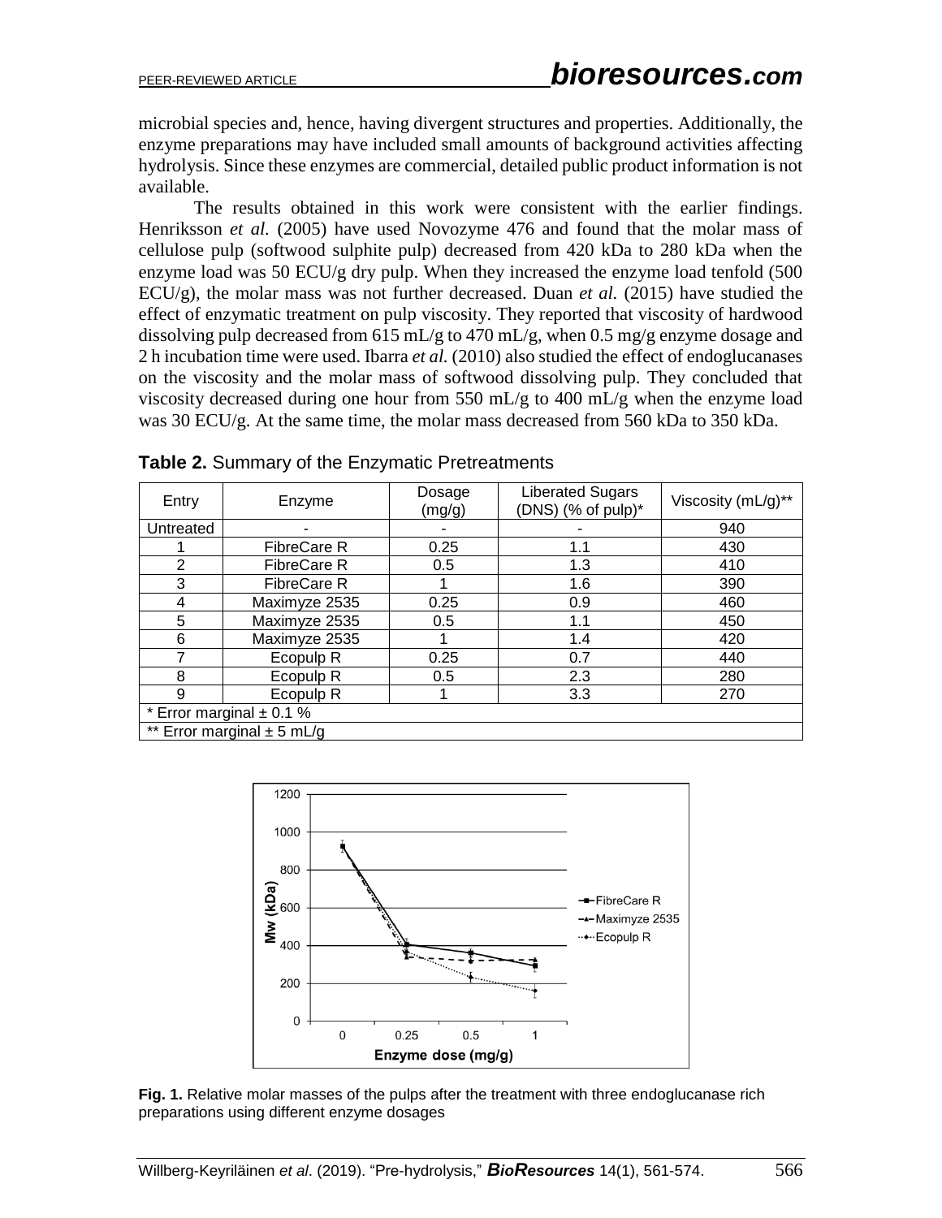microbial species and, hence, having divergent structures and properties. Additionally, the enzyme preparations may have included small amounts of background activities affecting hydrolysis. Since these enzymes are commercial, detailed public product information is not available.

The results obtained in this work were consistent with the earlier findings. Henriksson *et al.* (2005) have used Novozyme 476 and found that the molar mass of cellulose pulp (softwood sulphite pulp) decreased from 420 kDa to 280 kDa when the enzyme load was 50 ECU/g dry pulp. When they increased the enzyme load tenfold (500 ECU/g), the molar mass was not further decreased. Duan *et al.* (2015) have studied the effect of enzymatic treatment on pulp viscosity. They reported that viscosity of hardwood dissolving pulp decreased from 615 mL/g to 470 mL/g, when 0.5 mg/g enzyme dosage and 2 h incubation time were used. Ibarra *et al.* (2010) also studied the effect of endoglucanases on the viscosity and the molar mass of softwood dissolving pulp. They concluded that viscosity decreased during one hour from 550 mL/g to 400 mL/g when the enzyme load was 30 ECU/g. At the same time, the molar mass decreased from 560 kDa to 350 kDa.

**Table 2.** Summary of the Enzymatic Pretreatments

| Entry | Enzyme | Dosage (mg/g) | Liberated Sugars (DNS) (% of pulp)* | Viscosity (mL/g)** |
|---|---|---|---|---|
| Untreated | - | - | - | 940 |
| 1 | FibreCare R | 0.25 | 1.1 | 430 |
| 2 | FibreCare R | 0.5 | 1.3 | 410 |
| 3 | FibreCare R | 1 | 1.6 | 390 |
| 4 | Maximyze 2535 | 0.25 | 0.9 | 460 |
| 5 | Maximyze 2535 | 0.5 | 1.1 | 450 |
| 6 | Maximyze 2535 | 1 | 1.4 | 420 |
| 7 | Ecopulp R | 0.25 | 0.7 | 440 |
| 8 | Ecopulp R | 0.5 | 2.3 | 280 |
| 9 | Ecopulp R | 1 | 3.3 | 270 |
| * Error marginal ± 0.1 % | | | | |
| ** Error marginal ± 5 mL/g | | | | |

**Fig. 1.** Relative molar masses of the pulps after the treatment with three endoglucanase rich preparations using different enzyme dosages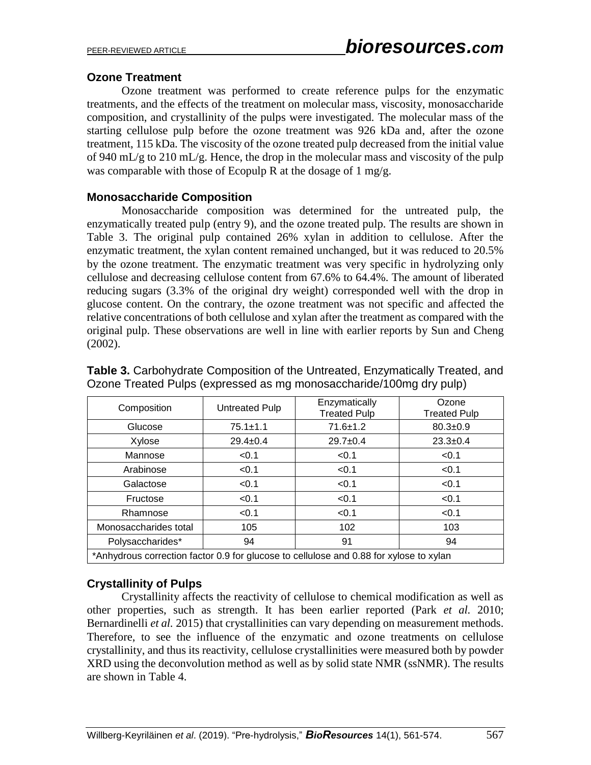### Ozone Treatment

Ozone treatment was performed to create reference pulps for the enzymatic treatments, and the effects of the treatment on molecular mass, viscosity, monosaccharide composition, and crystallinity of the pulps were investigated. The molecular mass of the starting cellulose pulp before the ozone treatment was 926 kDa and, after the ozone treatment, 115 kDa. The viscosity of the ozone treated pulp decreased from the initial value of 940 mL/g to 210 mL/g. Hence, the drop in the molecular mass and viscosity of the pulp was comparable with those of Ecopulp R at the dosage of 1 mg/g.

### Monosaccharide Composition

Monosaccharide composition was determined for the untreated pulp, the enzymatically treated pulp (entry 9), and the ozone treated pulp. The results are shown in Table 3. The original pulp contained 26% xylan in addition to cellulose. After the enzymatic treatment, the xylan content remained unchanged, but it was reduced to 20.5% by the ozone treatment. The enzymatic treatment was very specific in hydrolyzing only cellulose and decreasing cellulose content from 67.6% to 64.4%. The amount of liberated reducing sugars (3.3% of the original dry weight) corresponded well with the drop in glucose content. On the contrary, the ozone treatment was not specific and affected the relative concentrations of both cellulose and xylan after the treatment as compared with the original pulp. These observations are well in line with earlier reports by Sun and Cheng (2002).

**Table 3.** Carbohydrate Composition of the Untreated, Enzymatically Treated, and Ozone Treated Pulps (expressed as mg monosaccharide/100mg dry pulp)

| Composition | Untreated Pulp | Enzymatically Treated Pulp | Ozone Treated Pulp |
|---|---|---|---|
| Glucose | 75.1±1.1 | 71.6±1.2 | 80.3±0.9 |
| Xylose | 29.4±0.4 | 29.7±0.4 | 23.3±0.4 |
| Mannose | <0.1 | <0.1 | <0.1 |
| Arabinose | <0.1 | <0.1 | <0.1 |
| Galactose | <0.1 | <0.1 | <0.1 |
| Fructose | <0.1 | <0.1 | <0.1 |
| Rhamnose | <0.1 | <0.1 | <0.1 |
| Monosaccharides total | 105 | 102 | 103 |
| Polysaccharides* | 94 | 91 | 94 |

*Anhydrous correction factor 0.9 for glucose to cellulose and 0.88 for xylose to xylan

### Crystallinity of Pulps

Crystallinity affects the reactivity of cellulose to chemical modification as well as other properties, such as strength. It has been earlier reported (Park *et al.* 2010; Bernardinelli *et al.* 2015) that crystallinities can vary depending on measurement methods. Therefore, to see the influence of the enzymatic and ozone treatments on cellulose crystallinity, and thus its reactivity, cellulose crystallinities were measured both by powder XRD using the deconvolution method as well as by solid state NMR (ssNMR). The results are shown in Table 4.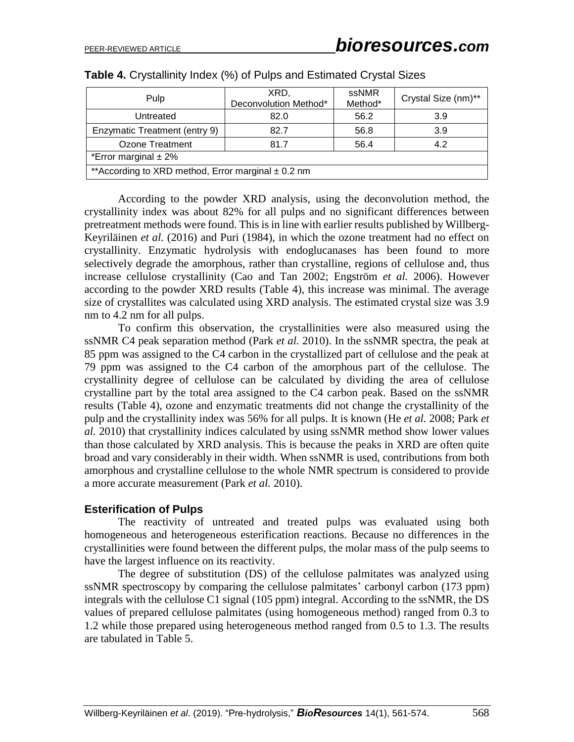**Table 4.** Crystallinity Index (%) of Pulps and Estimated Crystal Sizes

| Pulp | XRD, Deconvolution Method* | ssNMR Method* | Crystal Size (nm)** |
|---|---|---|---|
| Untreated | 82.0 | 56.2 | 3.9 |
| Enzymatic Treatment (entry 9) | 82.7 | 56.8 | 3.9 |
| Ozone Treatment | 81.7 | 56.4 | 4.2 |
| *Error marginal ± 2% | | | |
| **According to XRD method, Error marginal ± 0.2 nm | | | |

According to the powder XRD analysis, using the deconvolution method, the crystallinity index was about 82% for all pulps and no significant differences between pretreatment methods were found. This is in line with earlier results published by Willberg-Keyriläinen *et al.* (2016) and Puri (1984), in which the ozone treatment had no effect on crystallinity. Enzymatic hydrolysis with endoglucanases has been found to more selectively degrade the amorphous, rather than crystalline, regions of cellulose and, thus increase cellulose crystallinity (Cao and Tan 2002; Engström *et al.* 2006). However according to the powder XRD results (Table 4), this increase was minimal. The average size of crystallites was calculated using XRD analysis. The estimated crystal size was 3.9 nm to 4.2 nm for all pulps.

To confirm this observation, the crystallinities were also measured using the ssNMR C4 peak separation method (Park *et al.* 2010). In the ssNMR spectra, the peak at 85 ppm was assigned to the C4 carbon in the crystallized part of cellulose and the peak at 79 ppm was assigned to the C4 carbon of the amorphous part of the cellulose. The crystallinity degree of cellulose can be calculated by dividing the area of cellulose crystalline part by the total area assigned to the C4 carbon peak. Based on the ssNMR results (Table 4), ozone and enzymatic treatments did not change the crystallinity of the pulp and the crystallinity index was 56% for all pulps. It is known (He *et al.* 2008; Park *et al.* 2010) that crystallinity indices calculated by using ssNMR method show lower values than those calculated by XRD analysis. This is because the peaks in XRD are often quite broad and vary considerably in their width. When ssNMR is used, contributions from both amorphous and crystalline cellulose to the whole NMR spectrum is considered to provide a more accurate measurement (Park *et al.* 2010).

### Esterification of Pulps

The reactivity of untreated and treated pulps was evaluated using both homogeneous and heterogeneous esterification reactions. Because no differences in the crystallinities were found between the different pulps, the molar mass of the pulp seems to have the largest influence on its reactivity.

The degree of substitution (DS) of the cellulose palmitates was analyzed using ssNMR spectroscopy by comparing the cellulose palmitates' carbonyl carbon (173 ppm) integrals with the cellulose C1 signal (105 ppm) integral. According to the ssNMR, the DS values of prepared cellulose palmitates (using homogeneous method) ranged from 0.3 to 1.2 while those prepared using heterogeneous method ranged from 0.5 to 1.3. The results are tabulated in Table 5.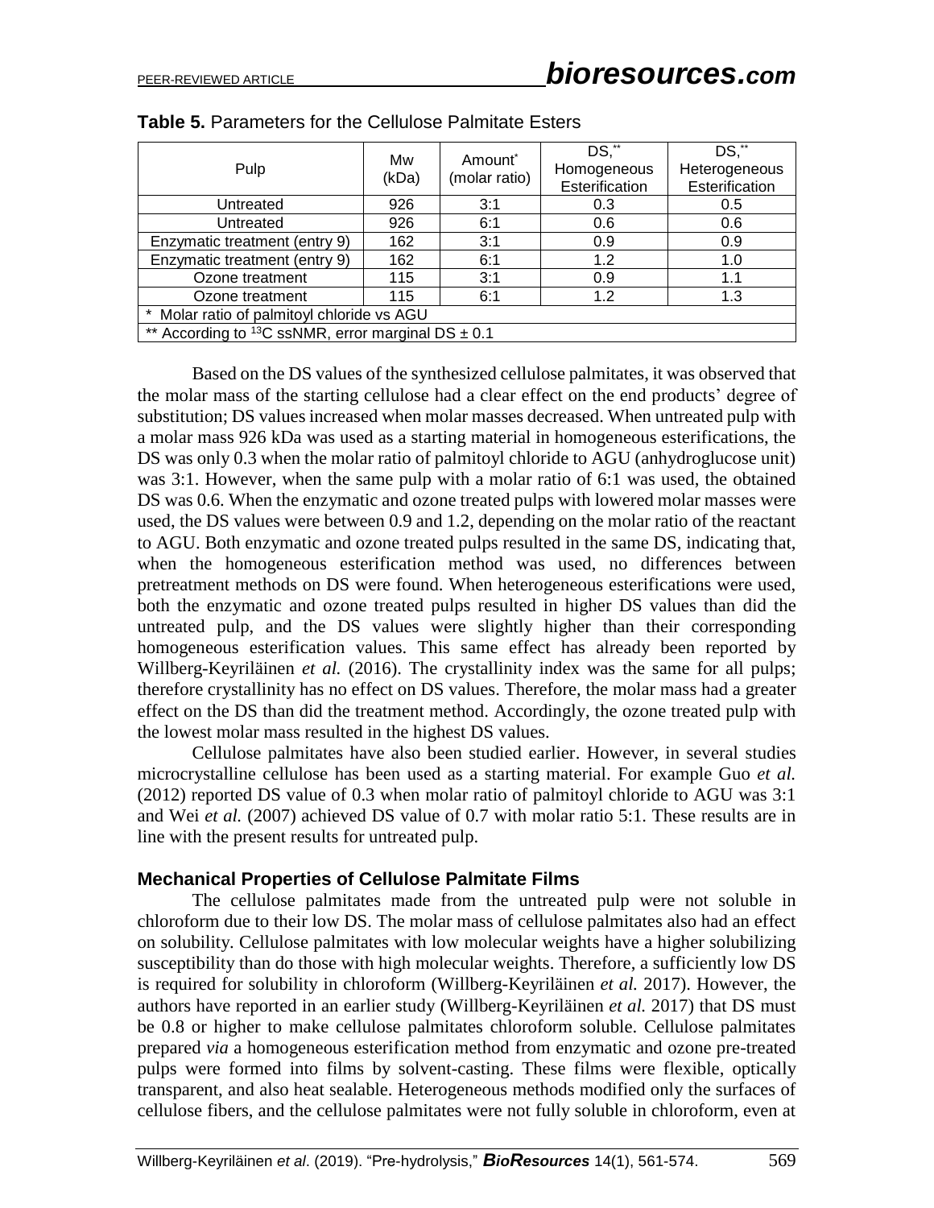**Table 5.** Parameters for the Cellulose Palmitate Esters

| Pulp | Mw (kDa) | Amount* (molar ratio) | DS,** Homogeneous Esterification | DS,** Heterogeneous Esterification |
|---|---|---|---|---|
| Untreated | 926 | 3:1 | 0.3 | 0.5 |
| Untreated | 926 | 6:1 | 0.6 | 0.6 |
| Enzymatic treatment (entry 9) | 162 | 3:1 | 0.9 | 0.9 |
| Enzymatic treatment (entry 9) | 162 | 6:1 | 1.2 | 1.0 |
| Ozone treatment | 115 | 3:1 | 0.9 | 1.1 |
| Ozone treatment | 115 | 6:1 | 1.2 | 1.3 |
| * Molar ratio of palmitoyl chloride vs AGU | | | | |
| ** According to $^{13}$C ssNMR, error marginal DS ± 0.1 | | | | |

Based on the DS values of the synthesized cellulose palmitates, it was observed that the molar mass of the starting cellulose had a clear effect on the end products' degree of substitution; DS values increased when molar masses decreased. When untreated pulp with a molar mass 926 kDa was used as a starting material in homogeneous esterifications, the DS was only 0.3 when the molar ratio of palmitoyl chloride to AGU (anhydroglucose unit) was 3:1. However, when the same pulp with a molar ratio of 6:1 was used, the obtained DS was 0.6. When the enzymatic and ozone treated pulps with lowered molar masses were used, the DS values were between 0.9 and 1.2, depending on the molar ratio of the reactant to AGU. Both enzymatic and ozone treated pulps resulted in the same DS, indicating that, when the homogeneous esterification method was used, no differences between pretreatment methods on DS were found. When heterogeneous esterifications were used, both the enzymatic and ozone treated pulps resulted in higher DS values than did the untreated pulp, and the DS values were slightly higher than their corresponding homogeneous esterification values. This same effect has already been reported by Willberg-Keyriläinen *et al.* (2016). The crystallinity index was the same for all pulps; therefore crystallinity has no effect on DS values. Therefore, the molar mass had a greater effect on the DS than did the treatment method. Accordingly, the ozone treated pulp with the lowest molar mass resulted in the highest DS values.

Cellulose palmitates have also been studied earlier. However, in several studies microcrystalline cellulose has been used as a starting material. For example Guo *et al.* (2012) reported DS value of 0.3 when molar ratio of palmitoyl chloride to AGU was 3:1 and Wei *et al.* (2007) achieved DS value of 0.7 with molar ratio 5:1. These results are in line with the present results for untreated pulp.

### Mechanical Properties of Cellulose Palmitate Films

The cellulose palmitates made from the untreated pulp were not soluble in chloroform due to their low DS. The molar mass of cellulose palmitates also had an effect on solubility. Cellulose palmitates with low molecular weights have a higher solubilizing susceptibility than do those with high molecular weights. Therefore, a sufficiently low DS is required for solubility in chloroform (Willberg-Keyriläinen *et al.* 2017). However, the authors have reported in an earlier study (Willberg-Keyriläinen *et al.* 2017) that DS must be 0.8 or higher to make cellulose palmitates chloroform soluble. Cellulose palmitates prepared *via* a homogeneous esterification method from enzymatic and ozone pre-treated pulps were formed into films by solvent-casting. These films were flexible, optically transparent, and also heat sealable. Heterogeneous methods modified only the surfaces of cellulose fibers, and the cellulose palmitates were not fully soluble in chloroform, even at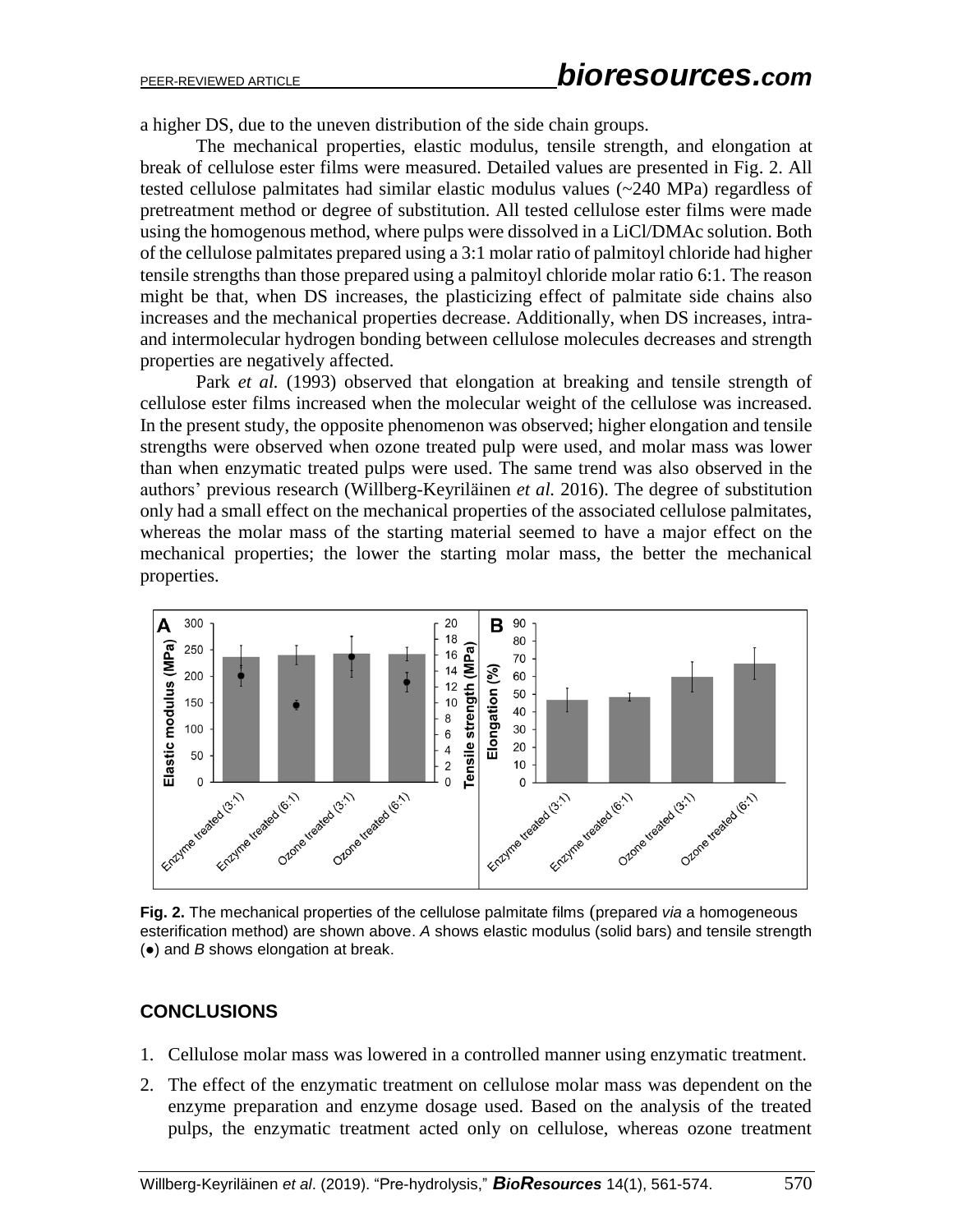a higher DS, due to the uneven distribution of the side chain groups.

The mechanical properties, elastic modulus, tensile strength, and elongation at break of cellulose ester films were measured. Detailed values are presented in Fig. 2. All tested cellulose palmitates had similar elastic modulus values (~240 MPa) regardless of pretreatment method or degree of substitution. All tested cellulose ester films were made using the homogenous method, where pulps were dissolved in a LiCl/DMAc solution. Both of the cellulose palmitates prepared using a 3:1 molar ratio of palmitoyl chloride had higher tensile strengths than those prepared using a palmitoyl chloride molar ratio 6:1. The reason might be that, when DS increases, the plasticizing effect of palmitate side chains also increases and the mechanical properties decrease. Additionally, when DS increases, intra- and intermolecular hydrogen bonding between cellulose molecules decreases and strength properties are negatively affected.

Park *et al.* (1993) observed that elongation at breaking and tensile strength of cellulose ester films increased when the molecular weight of the cellulose was increased. In the present study, the opposite phenomenon was observed; higher elongation and tensile strengths were observed when ozone treated pulp were used, and molar mass was lower than when enzymatic treated pulps were used. The same trend was also observed in the authors' previous research (Willberg-Keyriläinen *et al.* 2016). The degree of substitution only had a small effect on the mechanical properties of the associated cellulose palmitates, whereas the molar mass of the starting material seemed to have a major effect on the mechanical properties; the lower the starting molar mass, the better the mechanical properties.

**Fig. 2.** The mechanical properties of the cellulose palmitate films (prepared *via* a homogeneous esterification method) are shown above. *A* shows elastic modulus (solid bars) and tensile strength (●) and *B* shows elongation at break.

## CONCLUSIONS

1. Cellulose molar mass was lowered in a controlled manner using enzymatic treatment.
2. The effect of the enzymatic treatment on cellulose molar mass was dependent on the enzyme preparation and enzyme dosage used. Based on the analysis of the treated pulps, the enzymatic treatment acted only on cellulose, whereas ozone treatment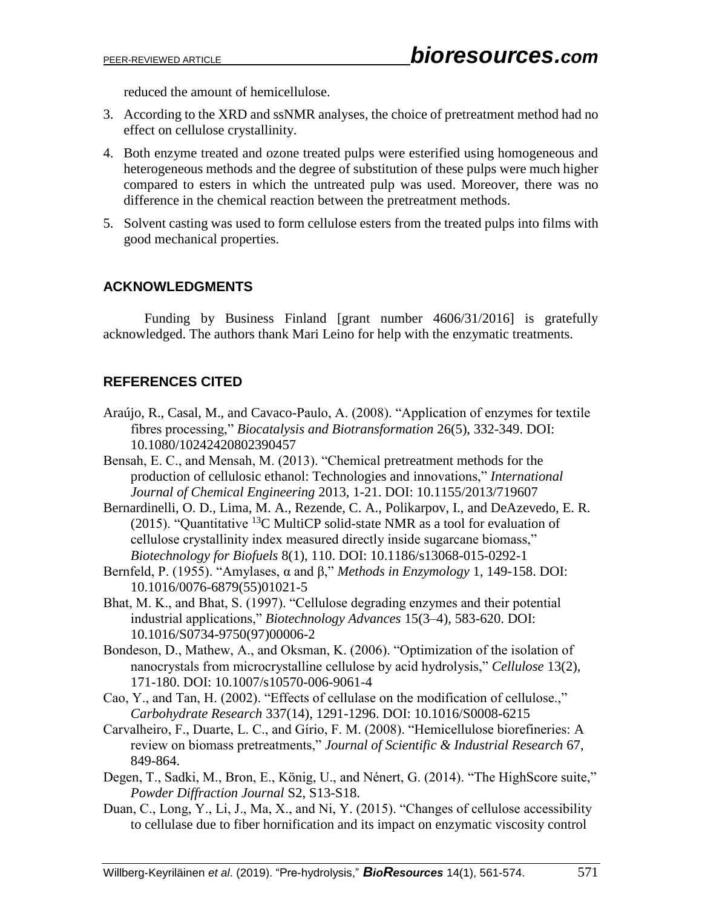reduced the amount of hemicellulose.

3. According to the XRD and ssNMR analyses, the choice of pretreatment method had no effect on cellulose crystallinity.
4. Both enzyme treated and ozone treated pulps were esterified using homogeneous and heterogeneous methods and the degree of substitution of these pulps were much higher compared to esters in which the untreated pulp was used. Moreover, there was no difference in the chemical reaction between the pretreatment methods.
5. Solvent casting was used to form cellulose esters from the treated pulps into films with good mechanical properties.

## ACKNOWLEDGMENTS

Funding by Business Finland [grant number 4606/31/2016] is gratefully acknowledged. The authors thank Mari Leino for help with the enzymatic treatments.

## REFERENCES CITED

Araújo, R., Casal, M., and Cavaco-Paulo, A. (2008). "Application of enzymes for textile fibres processing," *Biocatalysis and Biotransformation* 26(5), 332-349. DOI: 10.1080/10242420802390457

Bensah, E. C., and Mensah, M. (2013). "Chemical pretreatment methods for the production of cellulosic ethanol: Technologies and innovations," *International Journal of Chemical Engineering* 2013, 1-21. DOI: 10.1155/2013/719607

Bernardinelli, O. D., Lima, M. A., Rezende, C. A., Polikarpov, I., and DeAzevedo, E. R. (2015). "Quantitative $^{13}$C MultiCP solid-state NMR as a tool for evaluation of cellulose crystallinity index measured directly inside sugarcane biomass," *Biotechnology for Biofuels* 8(1), 110. DOI: 10.1186/s13068-015-0292-1

Bernfeld, P. (1955). "Amylases, α and β," *Methods in Enzymology* 1, 149-158. DOI: 10.1016/0076-6879(55)01021-5

Bhat, M. K., and Bhat, S. (1997). "Cellulose degrading enzymes and their potential industrial applications," *Biotechnology Advances* 15(3–4), 583-620. DOI: 10.1016/S0734-9750(97)00006-2

Bondeson, D., Mathew, A., and Oksman, K. (2006). "Optimization of the isolation of nanocrystals from microcrystalline cellulose by acid hydrolysis," *Cellulose* 13(2), 171-180. DOI: 10.1007/s10570-006-9061-4

Cao, Y., and Tan, H. (2002). "Effects of cellulase on the modification of cellulose.," *Carbohydrate Research* 337(14), 1291-1296. DOI: 10.1016/S0008-6215

Carvalheiro, F., Duarte, L. C., and Gírio, F. M. (2008). "Hemicellulose biorefineries: A review on biomass pretreatments," *Journal of Scientific & Industrial Research* 67, 849-864.

Degen, T., Sadki, M., Bron, E., König, U., and Nénert, G. (2014). "The HighScore suite," *Powder Diffraction Journal* S2, S13-S18.

Duan, C., Long, Y., Li, J., Ma, X., and Ni, Y. (2015). "Changes of cellulose accessibility to cellulase due to fiber hornification and its impact on enzymatic viscosity control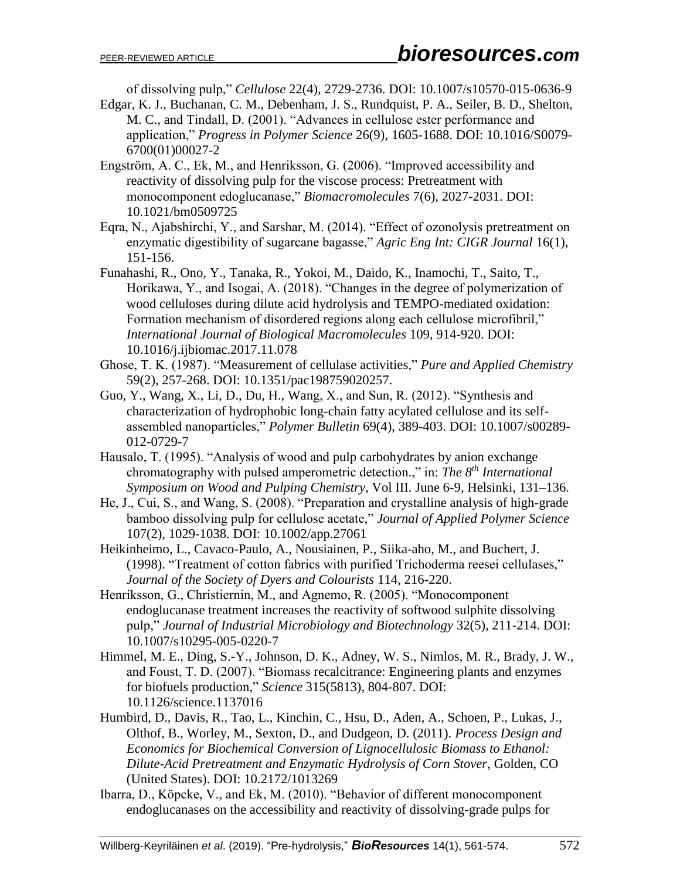of dissolving pulp," *Cellulose* 22(4), 2729-2736. DOI: 10.1007/s10570-015-0636-9

Edgar, K. J., Buchanan, C. M., Debenham, J. S., Rundquist, P. A., Seiler, B. D., Shelton, M. C., and Tindall, D. (2001). "Advances in cellulose ester performance and application," *Progress in Polymer Science* 26(9), 1605-1688. DOI: 10.1016/S0079-6700(01)00027-2

Engström, A. C., Ek, M., and Henriksson, G. (2006). "Improved accessibility and reactivity of dissolving pulp for the viscose process: Pretreatment with monocomponent edoglucanase," *Biomacromolecules* 7(6), 2027-2031. DOI: 10.1021/bm0509725

Eqra, N., Ajabshirchi, Y., and Sarshar, M. (2014). "Effect of ozonolysis pretreatment on enzymatic digestibility of sugarcane bagasse," *Agric Eng Int: CIGR Journal* 16(1), 151-156.

Funahashi, R., Ono, Y., Tanaka, R., Yokoi, M., Daido, K., Inamochi, T., Saito, T., Horikawa, Y., and Isogai, A. (2018). "Changes in the degree of polymerization of wood celluloses during dilute acid hydrolysis and TEMPO-mediated oxidation: Formation mechanism of disordered regions along each cellulose microfibril," *International Journal of Biological Macromolecules* 109, 914-920. DOI: 10.1016/j.ijbiomac.2017.11.078

Ghose, T. K. (1987). "Measurement of cellulase activities," *Pure and Applied Chemistry* 59(2), 257-268. DOI: 10.1351/pac198759020257.

Guo, Y., Wang, X., Li, D., Du, H., Wang, X., and Sun, R. (2012). "Synthesis and characterization of hydrophobic long-chain fatty acylated cellulose and its self-assembled nanoparticles," *Polymer Bulletin* 69(4), 389-403. DOI: 10.1007/s00289-012-0729-7

Hausalo, T. (1995). "Analysis of wood and pulp carbohydrates by anion exchange chromatography with pulsed amperometric detection.," in: *The 8th International Symposium on Wood and Pulping Chemistry*, Vol III. June 6-9, Helsinki, 131–136.

He, J., Cui, S., and Wang, S. (2008). "Preparation and crystalline analysis of high-grade bamboo dissolving pulp for cellulose acetate," *Journal of Applied Polymer Science* 107(2), 1029-1038. DOI: 10.1002/app.27061

Heikinheimo, L., Cavaco-Paulo, A., Nousiainen, P., Siika-aho, M., and Buchert, J. (1998). "Treatment of cotton fabrics with purified Trichoderma reesei cellulases," *Journal of the Society of Dyers and Colourists* 114, 216-220.

Henriksson, G., Christiernin, M., and Agnemo, R. (2005). "Monocomponent endoglucanase treatment increases the reactivity of softwood sulphite dissolving pulp," *Journal of Industrial Microbiology and Biotechnology* 32(5), 211-214. DOI: 10.1007/s10295-005-0220-7

Himmel, M. E., Ding, S.-Y., Johnson, D. K., Adney, W. S., Nimlos, M. R., Brady, J. W., and Foust, T. D. (2007). "Biomass recalcitrance: Engineering plants and enzymes for biofuels production," *Science* 315(5813), 804-807. DOI: 10.1126/science.1137016

Humbird, D., Davis, R., Tao, L., Kinchin, C., Hsu, D., Aden, A., Schoen, P., Lukas, J., Olthof, B., Worley, M., Sexton, D., and Dudgeon, D. (2011). *Process Design and Economics for Biochemical Conversion of Lignocellulosic Biomass to Ethanol: Dilute-Acid Pretreatment and Enzymatic Hydrolysis of Corn Stover*, Golden, CO (United States). DOI: 10.2172/1013269

Ibarra, D., Köpcke, V., and Ek, M. (2010). "Behavior of different monocomponent endoglucanases on the accessibility and reactivity of dissolving-grade pulps for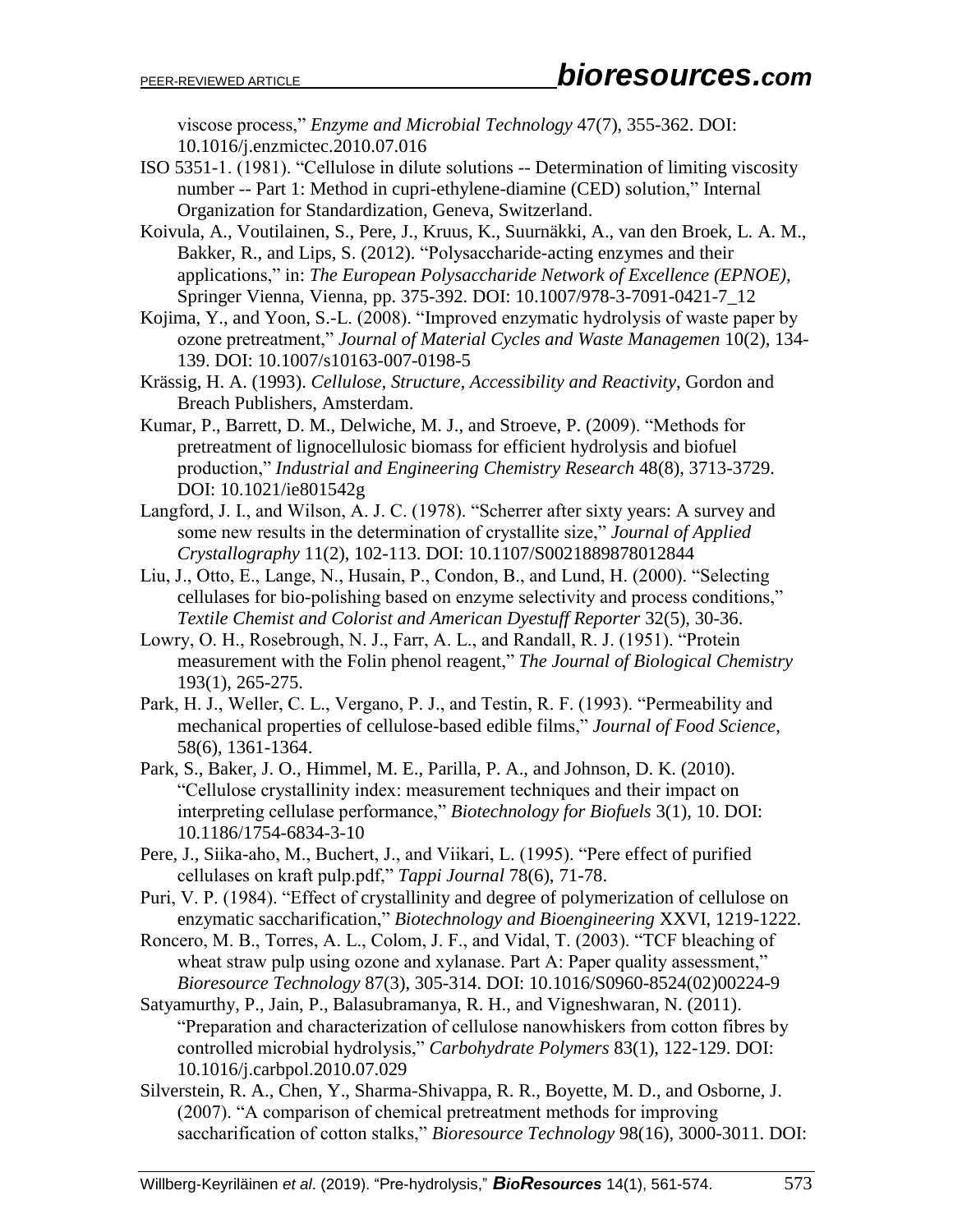viscose process," *Enzyme and Microbial Technology* 47(7), 355-362. DOI: 10.1016/j.enzmictec.2010.07.016

ISO 5351-1. (1981). "Cellulose in dilute solutions -- Determination of limiting viscosity number -- Part 1: Method in cupri-ethylene-diamine (CED) solution," Internal Organization for Standardization, Geneva, Switzerland.

Koivula, A., Voutilainen, S., Pere, J., Kruus, K., Suurnäkki, A., van den Broek, L. A. M., Bakker, R., and Lips, S. (2012). "Polysaccharide-acting enzymes and their applications," in: *The European Polysaccharide Network of Excellence (EPNOE)*, Springer Vienna, Vienna, pp. 375-392. DOI: 10.1007/978-3-7091-0421-7_12

Kojima, Y., and Yoon, S.-L. (2008). "Improved enzymatic hydrolysis of waste paper by ozone pretreatment," *Journal of Material Cycles and Waste Managemen* 10(2), 134-139. DOI: 10.1007/s10163-007-0198-5

Krässig, H. A. (1993). *Cellulose, Structure, Accessibility and Reactivity*, Gordon and Breach Publishers, Amsterdam.

Kumar, P., Barrett, D. M., Delwiche, M. J., and Stroeve, P. (2009). "Methods for pretreatment of lignocellulosic biomass for efficient hydrolysis and biofuel production," *Industrial and Engineering Chemistry Research* 48(8), 3713-3729. DOI: 10.1021/ie801542g

Langford, J. I., and Wilson, A. J. C. (1978). "Scherrer after sixty years: A survey and some new results in the determination of crystallite size," *Journal of Applied Crystallography* 11(2), 102-113. DOI: 10.1107/S0021889878012844

Liu, J., Otto, E., Lange, N., Husain, P., Condon, B., and Lund, H. (2000). "Selecting cellulases for bio-polishing based on enzyme selectivity and process conditions," *Textile Chemist and Colorist and American Dyestuff Reporter* 32(5), 30-36.

Lowry, O. H., Rosebrough, N. J., Farr, A. L., and Randall, R. J. (1951). "Protein measurement with the Folin phenol reagent," *The Journal of Biological Chemistry* 193(1), 265-275.

Park, H. J., Weller, C. L., Vergano, P. J., and Testin, R. F. (1993). "Permeability and mechanical properties of cellulose-based edible films," *Journal of Food Science*, 58(6), 1361-1364.

Park, S., Baker, J. O., Himmel, M. E., Parilla, P. A., and Johnson, D. K. (2010). "Cellulose crystallinity index: measurement techniques and their impact on interpreting cellulase performance," *Biotechnology for Biofuels* 3(1), 10. DOI: 10.1186/1754-6834-3-10

Pere, J., Siika-aho, M., Buchert, J., and Viikari, L. (1995). "Pere effect of purified cellulases on kraft pulp.pdf," *Tappi Journal* 78(6), 71-78.

Puri, V. P. (1984). "Effect of crystallinity and degree of polymerization of cellulose on enzymatic saccharification," *Biotechnology and Bioengineering* XXVI, 1219-1222.

Roncero, M. B., Torres, A. L., Colom, J. F., and Vidal, T. (2003). "TCF bleaching of wheat straw pulp using ozone and xylanase. Part A: Paper quality assessment," *Bioresource Technology* 87(3), 305-314. DOI: 10.1016/S0960-8524(02)00224-9

Satyamurthy, P., Jain, P., Balasubramanya, R. H., and Vigneshwaran, N. (2011). "Preparation and characterization of cellulose nanowhiskers from cotton fibres by controlled microbial hydrolysis," *Carbohydrate Polymers* 83(1), 122-129. DOI: 10.1016/j.carbpol.2010.07.029

Silverstein, R. A., Chen, Y., Sharma-Shivappa, R. R., Boyette, M. D., and Osborne, J. (2007). "A comparison of chemical pretreatment methods for improving saccharification of cotton stalks," *Bioresource Technology* 98(16), 3000-3011. DOI: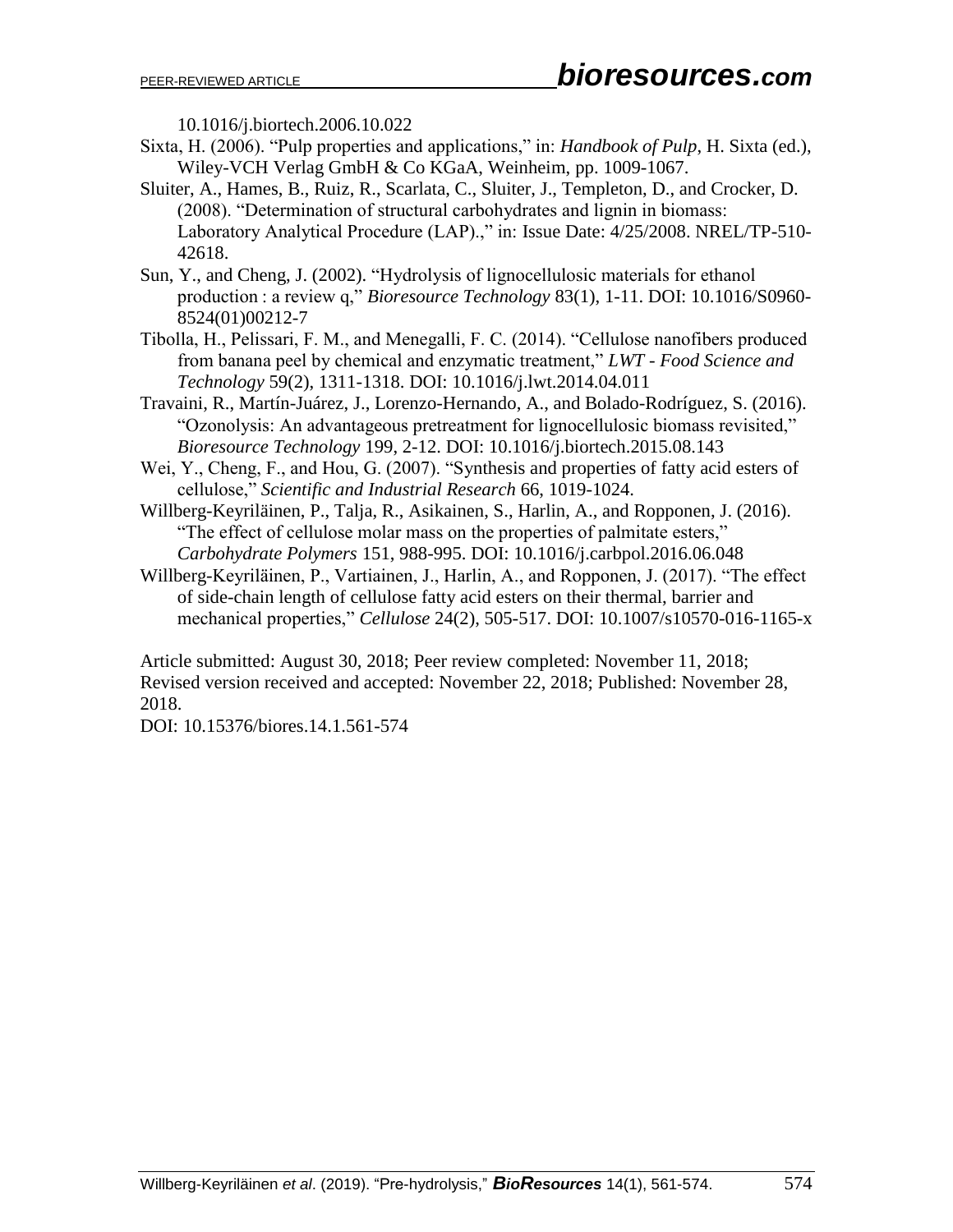10.1016/j.biortech.2006.10.022

Sixta, H. (2006). "Pulp properties and applications," in: *Handbook of Pulp*, H. Sixta (ed.), Wiley-VCH Verlag GmbH & Co KGaA, Weinheim, pp. 1009-1067.

Sluiter, A., Hames, B., Ruiz, R., Scarlata, C., Sluiter, J., Templeton, D., and Crocker, D. (2008). "Determination of structural carbohydrates and lignin in biomass: Laboratory Analytical Procedure (LAP).," in: Issue Date: 4/25/2008. NREL/TP-510-42618.

Sun, Y., and Cheng, J. (2002). "Hydrolysis of lignocellulosic materials for ethanol production : a review q," *Bioresource Technology* 83(1), 1-11. DOI: 10.1016/S0960-8524(01)00212-7

Tibolla, H., Pelissari, F. M., and Menegalli, F. C. (2014). "Cellulose nanofibers produced from banana peel by chemical and enzymatic treatment," *LWT - Food Science and Technology* 59(2), 1311-1318. DOI: 10.1016/j.lwt.2014.04.011

Travaini, R., Martín-Juárez, J., Lorenzo-Hernando, A., and Bolado-Rodríguez, S. (2016). "Ozonolysis: An advantageous pretreatment for lignocellulosic biomass revisited," *Bioresource Technology* 199, 2-12. DOI: 10.1016/j.biortech.2015.08.143

Wei, Y., Cheng, F., and Hou, G. (2007). "Synthesis and properties of fatty acid esters of cellulose," *Scientific and Industrial Research* 66, 1019-1024.

Willberg-Keyriläinen, P., Talja, R., Asikainen, S., Harlin, A., and Ropponen, J. (2016). "The effect of cellulose molar mass on the properties of palmitate esters," *Carbohydrate Polymers* 151, 988-995. DOI: 10.1016/j.carbpol.2016.06.048

Willberg-Keyriläinen, P., Vartiainen, J., Harlin, A., and Ropponen, J. (2017). "The effect of side-chain length of cellulose fatty acid esters on their thermal, barrier and mechanical properties," *Cellulose* 24(2), 505-517. DOI: 10.1007/s10570-016-1165-x

Article submitted: August 30, 2018; Peer review completed: November 11, 2018; Revised version received and accepted: November 22, 2018; Published: November 28, 2018.

DOI: 10.15376/biores.14.1.561-574